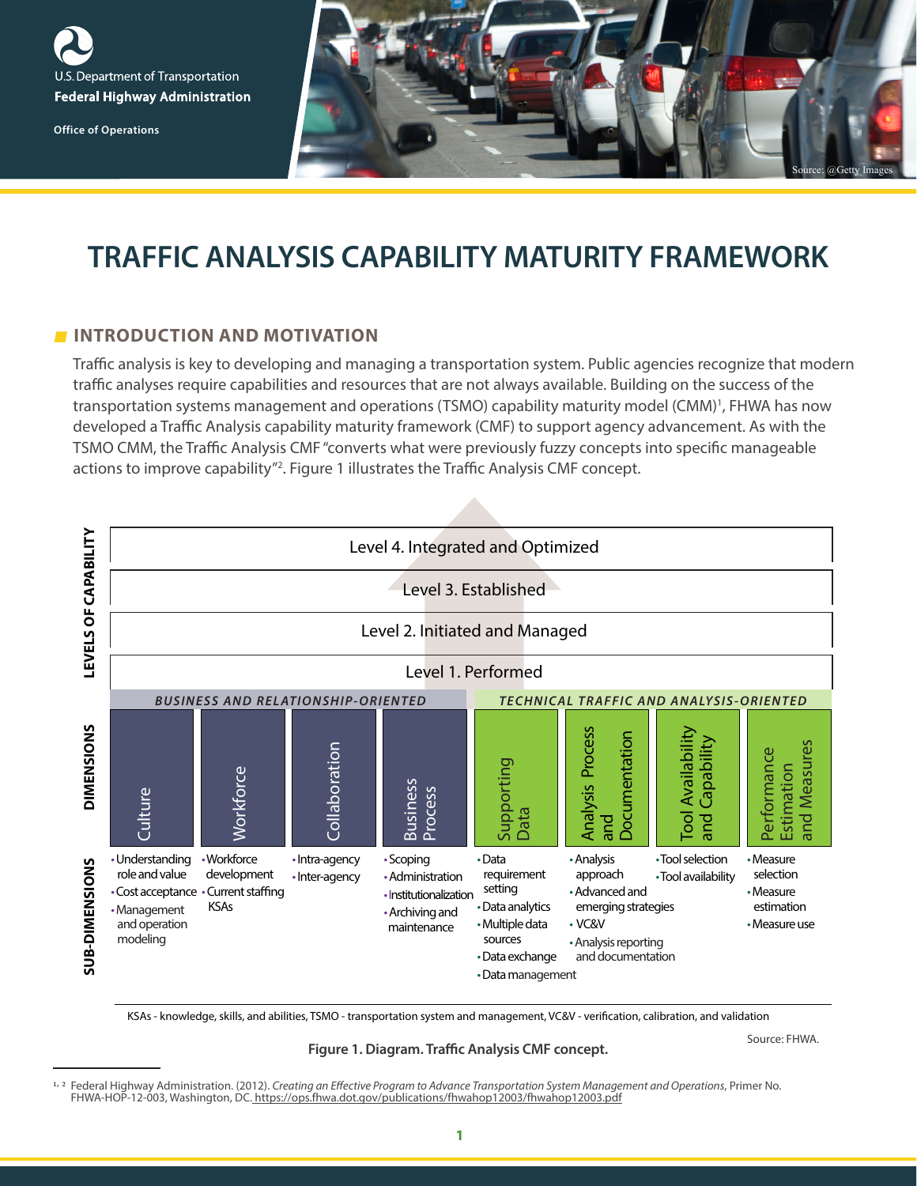U.S. Department of Transportation
**Federal Highway Administration**

**Office of Operations**

Source: @Getty Images

# TRAFFIC ANALYSIS CAPABILITY MATURITY FRAMEWORK

## INTRODUCTION AND MOTIVATION

Traffic analysis is key to developing and managing a transportation system. Public agencies recognize that modern traffic analyses require capabilities and resources that are not always available. Building on the success of the transportation systems management and operations (TSMO) capability maturity model (CMM)[1], FHWA has now developed a Traffic Analysis capability maturity framework (CMF) to support agency advancement. As with the TSMO CMM, the Traffic Analysis CMF "converts what were previously fuzzy concepts into specific manageable actions to improve capability"[2]. Figure 1 illustrates the Traffic Analysis CMF concept.

**LEVELS OF CAPABILITY**

- Level 4. Integrated and Optimized
- Level 3. Established
- Level 2. Initiated and Managed
- Level 1. Performed

| | *BUSINESS AND RELATIONSHIP-ORIENTED* | | | | *TECHNICAL TRAFFIC AND ANALYSIS-ORIENTED* | | | |
|---|---|---|---|---|---|---|---|---|
| **DIMENSIONS** | Culture | Workforce | Collaboration | Business Process | Supporting Data | Analysis Process and Documentation | Tool Availability and Capability | Performance Estimation and Measures |
| **SUB-DIMENSIONS** | • Understanding role and value<br>• Cost acceptance<br>• Management and operation modeling | • Workforce development<br>• Current staffing KSAs | • Intra-agency<br>• Inter-agency | • Scoping<br>• Administration<br>• Institutionalization<br>• Archiving and maintenance | • Data requirement setting<br>• Data analytics<br>• Multiple data sources<br>• Data exchange<br>• Data management | • Analysis approach<br>• Advanced and emerging strategies<br>• VC&V<br>• Analysis reporting and documentation | • Tool selection<br>• Tool availability | • Measure selection<br>• Measure estimation<br>• Measure use |

KSAs - knowledge, skills, and abilities, TSMO - transportation system and management, VC&V - verification, calibration, and validation

Source: FHWA.

**Figure 1. Diagram. Traffic Analysis CMF concept.**

[1, 2] Federal Highway Administration. (2012). *Creating an Effective Program to Advance Transportation System Management and Operations*, Primer No. FHWA-HOP-12-003, Washington, DC. https://ops.fhwa.dot.gov/publications/fhwahop12003/fhwahop12003.pdf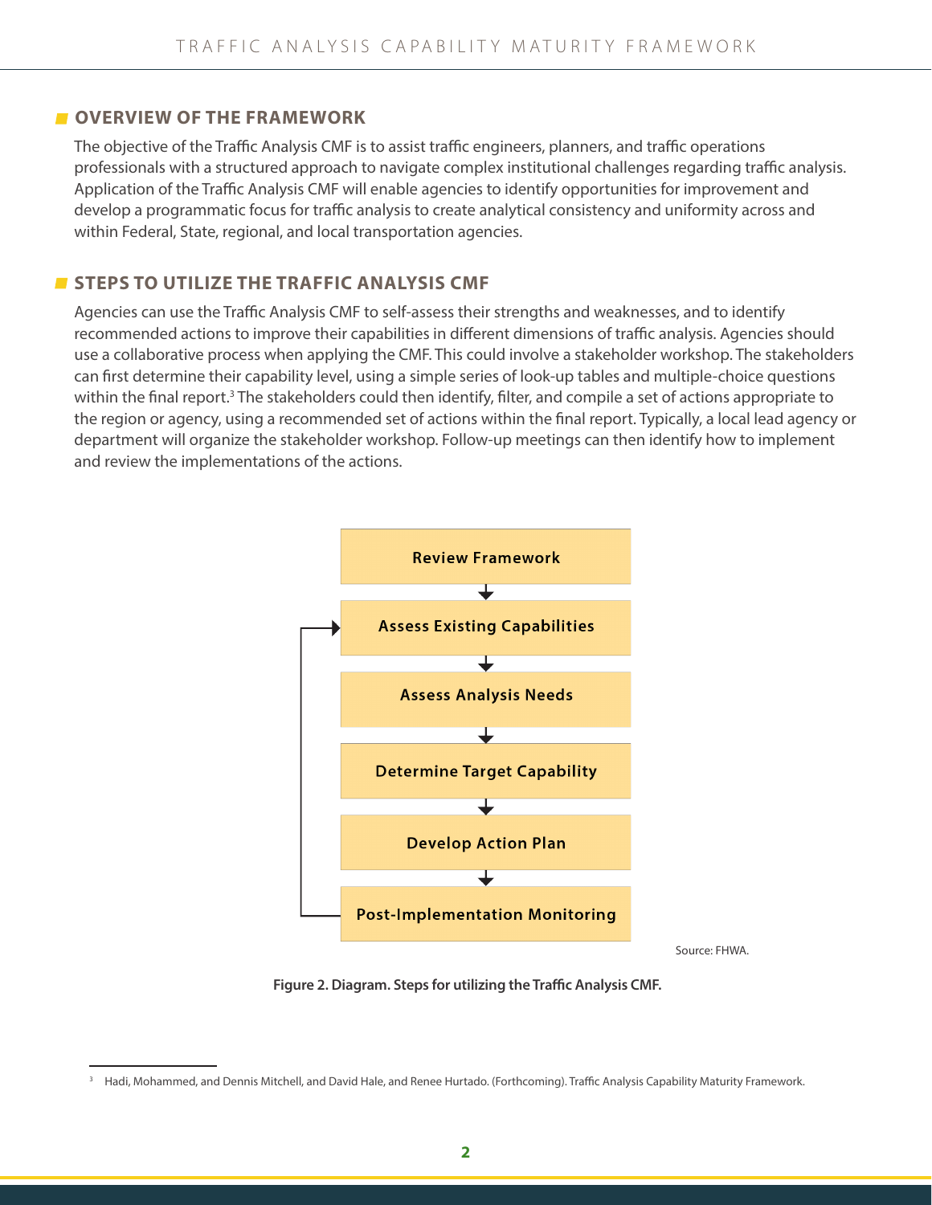## OVERVIEW OF THE FRAMEWORK

The objective of the Traffic Analysis CMF is to assist traffic engineers, planners, and traffic operations professionals with a structured approach to navigate complex institutional challenges regarding traffic analysis. Application of the Traffic Analysis CMF will enable agencies to identify opportunities for improvement and develop a programmatic focus for traffic analysis to create analytical consistency and uniformity across and within Federal, State, regional, and local transportation agencies.

## STEPS TO UTILIZE THE TRAFFIC ANALYSIS CMF

Agencies can use the Traffic Analysis CMF to self-assess their strengths and weaknesses, and to identify recommended actions to improve their capabilities in different dimensions of traffic analysis. Agencies should use a collaborative process when applying the CMF. This could involve a stakeholder workshop. The stakeholders can first determine their capability level, using a simple series of look-up tables and multiple-choice questions within the final report.[3] The stakeholders could then identify, filter, and compile a set of actions appropriate to the region or agency, using a recommended set of actions within the final report. Typically, a local lead agency or department will organize the stakeholder workshop. Follow-up meetings can then identify how to implement and review the implementations of the actions.

- Review Framework
- Assess Existing Capabilities
- Assess Analysis Needs
- Determine Target Capability
- Develop Action Plan
- Post-Implementation Monitoring (loops back to Assess Existing Capabilities)

Source: FHWA.

**Figure 2. Diagram. Steps for utilizing the Traffic Analysis CMF.**

---

[3] Hadi, Mohammed, and Dennis Mitchell, and David Hale, and Renee Hurtado. (Forthcoming). Traffic Analysis Capability Maturity Framework.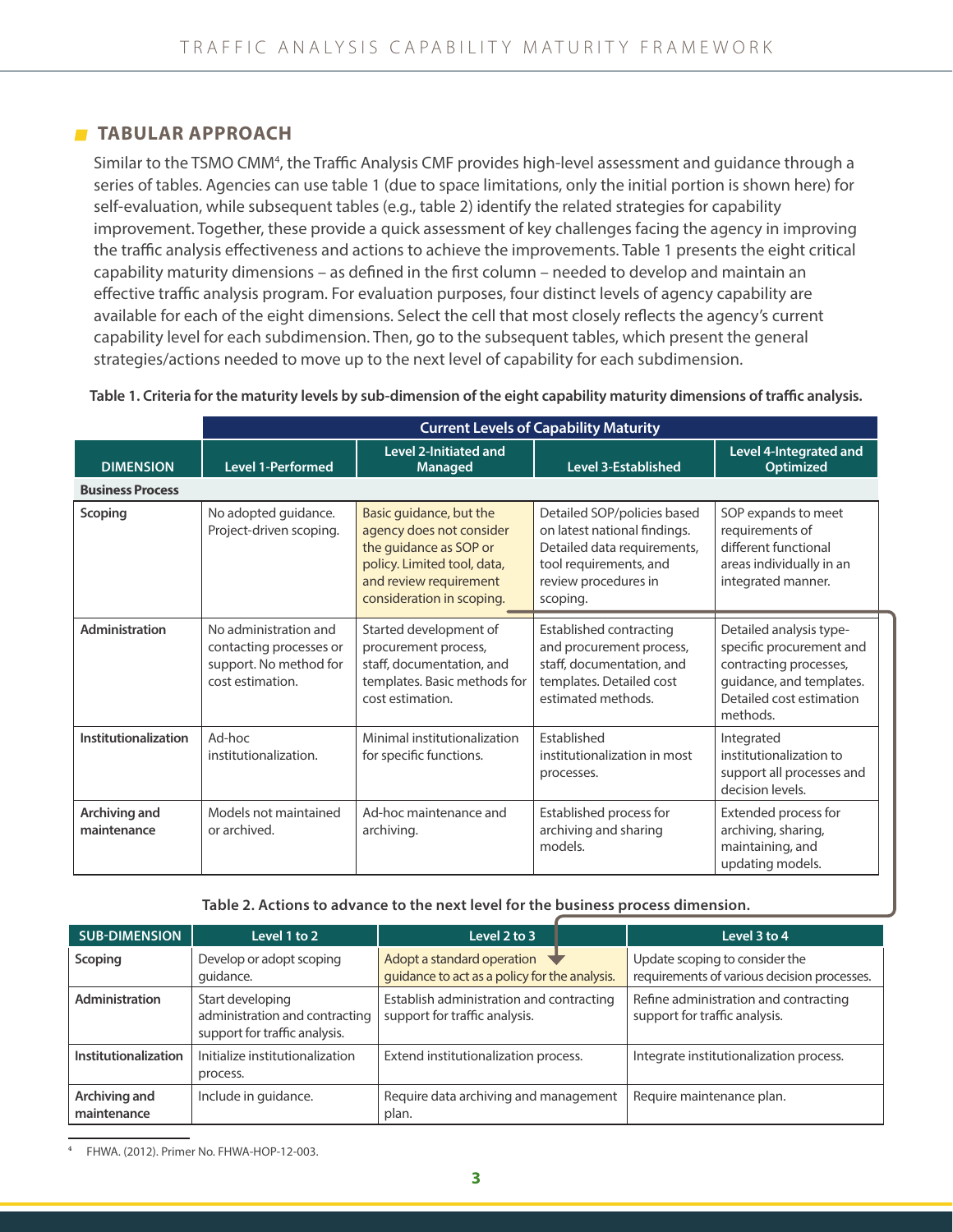## TABULAR APPROACH

Similar to the TSMO CMM[4], the Traffic Analysis CMF provides high-level assessment and guidance through a series of tables. Agencies can use table 1 (due to space limitations, only the initial portion is shown here) for self-evaluation, while subsequent tables (e.g., table 2) identify the related strategies for capability improvement. Together, these provide a quick assessment of key challenges facing the agency in improving the traffic analysis effectiveness and actions to achieve the improvements. Table 1 presents the eight critical capability maturity dimensions – as defined in the first column – needed to develop and maintain an effective traffic analysis program. For evaluation purposes, four distinct levels of agency capability are available for each of the eight dimensions. Select the cell that most closely reflects the agency's current capability level for each subdimension. Then, go to the subsequent tables, which present the general strategies/actions needed to move up to the next level of capability for each subdimension.

**Table 1. Criteria for the maturity levels by sub-dimension of the eight capability maturity dimensions of traffic analysis.**

| | Current Levels of Capability Maturity | | | |
|---|---|---|---|---|
| **DIMENSION** | **Level 1-Performed** | **Level 2-Initiated and Managed** | **Level 3-Established** | **Level 4-Integrated and Optimized** |
| **Business Process** | | | | |
| **Scoping** | No adopted guidance. Project-driven scoping. | Basic guidance, but the agency does not consider the guidance as SOP or policy. Limited tool, data, and review requirement consideration in scoping. | Detailed SOP/policies based on latest national findings. Detailed data requirements, tool requirements, and review procedures in scoping. | SOP expands to meet requirements of different functional areas individually in an integrated manner. |
| **Administration** | No administration and contacting processes or support. No method for cost estimation. | Started development of procurement process, staff, documentation, and templates. Basic methods for cost estimation. | Established contracting and procurement process, staff, documentation, and templates. Detailed cost estimated methods. | Detailed analysis type-specific procurement and contracting processes, guidance, and templates. Detailed cost estimation methods. |
| **Institutionalization** | Ad-hoc institutionalization. | Minimal institutionalization for specific functions. | Established institutionalization in most processes. | Integrated institutionalization to support all processes and decision levels. |
| **Archiving and maintenance** | Models not maintained or archived. | Ad-hoc maintenance and archiving. | Established process for archiving and sharing models. | Extended process for archiving, sharing, maintaining, and updating models. |

**Table 2. Actions to advance to the next level for the business process dimension.**

| SUB-DIMENSION | Level 1 to 2 | Level 2 to 3 | Level 3 to 4 |
|---|---|---|---|
| **Scoping** | Develop or adopt scoping guidance. | Adopt a standard operation guidance to act as a policy for the analysis. | Update scoping to consider the requirements of various decision processes. |
| **Administration** | Start developing administration and contracting support for traffic analysis. | Establish administration and contracting support for traffic analysis. | Refine administration and contracting support for traffic analysis. |
| **Institutionalization** | Initialize institutionalization process. | Extend institutionalization process. | Integrate institutionalization process. |
| **Archiving and maintenance** | Include in guidance. | Require data archiving and management plan. | Require maintenance plan. |

[4] FHWA. (2012). Primer No. FHWA-HOP-12-003.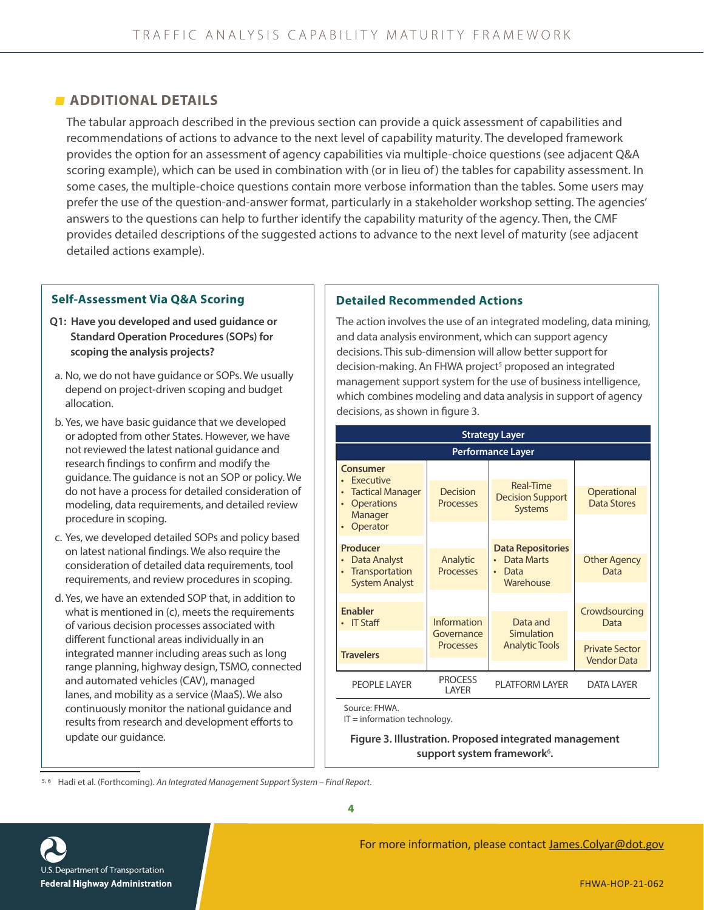## ADDITIONAL DETAILS

The tabular approach described in the previous section can provide a quick assessment of capabilities and recommendations of actions to advance to the next level of capability maturity. The developed framework provides the option for an assessment of agency capabilities via multiple-choice questions (see adjacent Q&A scoring example), which can be used in combination with (or in lieu of) the tables for capability assessment. In some cases, the multiple-choice questions contain more verbose information than the tables. Some users may prefer the use of the question-and-answer format, particularly in a stakeholder workshop setting. The agencies' answers to the questions can help to further identify the capability maturity of the agency. Then, the CMF provides detailed descriptions of the suggested actions to advance to the next level of maturity (see adjacent detailed actions example).

### Self-Assessment Via Q&A Scoring

**Q1: Have you developed and used guidance or Standard Operation Procedures (SOPs) for scoping the analysis projects?**

a. No, we do not have guidance or SOPs. We usually depend on project-driven scoping and budget allocation.

b. Yes, we have basic guidance that we developed or adopted from other States. However, we have not reviewed the latest national guidance and research findings to confirm and modify the guidance. The guidance is not an SOP or policy. We do not have a process for detailed consideration of modeling, data requirements, and detailed review procedure in scoping.

c. Yes, we developed detailed SOPs and policy based on latest national findings. We also require the consideration of detailed data requirements, tool requirements, and review procedures in scoping.

d. Yes, we have an extended SOP that, in addition to what is mentioned in (c), meets the requirements of various decision processes associated with different functional areas individually in an integrated manner including areas such as long range planning, highway design, TSMO, connected and automated vehicles (CAV), managed lanes, and mobility as a service (MaaS). We also continuously monitor the national guidance and results from research and development efforts to update our guidance.

### Detailed Recommended Actions

The action involves the use of an integrated modeling, data mining, and data analysis environment, which can support agency decisions. This sub-dimension will allow better support for decision-making. An FHWA project[5] proposed an integrated management support system for the use of business intelligence, which combines modeling and data analysis in support of agency decisions, as shown in figure 3.

Strategy Layer

Performance Layer

| | | | |
|---|---|---|---|
| **Consumer**<br>• Executive<br>• Tactical Manager<br>• Operations Manager<br>• Operator | Decision Processes | Real-Time Decision Support Systems | Operational Data Stores |
| **Producer**<br>• Data Analyst<br>• Transportation System Analyst | Analytic Processes | **Data Repositories**<br>• Data Marts<br>• Data Warehouse | Other Agency Data |
| **Enabler**<br>• IT Staff<br><br>**Travelers** | Information Governance Processes | Data and Simulation Analytic Tools | Crowdsourcing Data<br><br>Private Sector Vendor Data |
| PEOPLE LAYER | PROCESS LAYER | PLATFORM LAYER | DATA LAYER |

Source: FHWA.
IT = information technology.

**Figure 3. Illustration. Proposed integrated management support system framework[6].**

[5, 6] Hadi et al. (Forthcoming). *An Integrated Management Support System – Final Report*.

For more information, please contact James.Colyar@dot.gov

U.S. Department of Transportation
**Federal Highway Administration**

FHWA-HOP-21-062